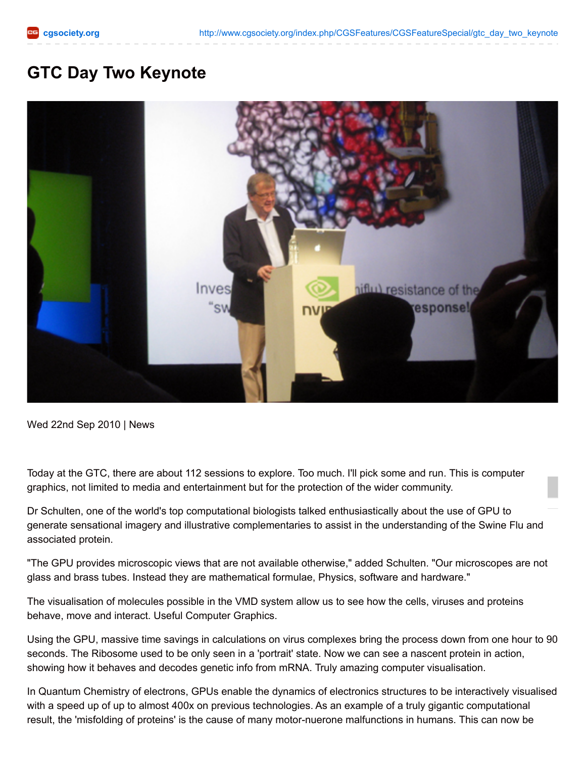# GTC Day Two Keynote

Wed 22nd Sep 2010 | News

Today at the GTC, there are about 112 sessions to explore. Too much. I'll pick some and run. This is computer graphics, not limited to media and entertainment but for the protection of the wider community.

Dr Schulten, one of the world's top computational biologists talked enthusiastically about the use of GPU to generate sensational imagery and illustrative complementaries to assist in the understanding of the Swine Flu and associated protein.

"The GPU provides microscopic views that are not available otherwise," added Schulten. "Our microscopes are not glass and brass tubes. Instead they are mathematical formulae, Physics, software and hardware."

The visualisation of molecules possible in the VMD system allow us to see how the cells, viruses and proteins behave, move and interact. Useful Computer Graphics.

Using the GPU, massive time savings in calculations on virus complexes bring the process down from one hour to 90 seconds. The Ribosome used to be only seen in a 'portrait' state. Now we can see a nascent protein in action, showing how it behaves and decodes genetic info from mRNA. Truly amazing computer visualisation.

In Quantum Chemistry of electrons, GPUs enable the dynamics of electronics structures to be interactively visualised with a speed up of up to almost 400x on previous technologies. As an example of a truly gigantic computational result, the 'misfolding of proteins' is the cause of many motor-nuerone malfunctions in humans. This can now be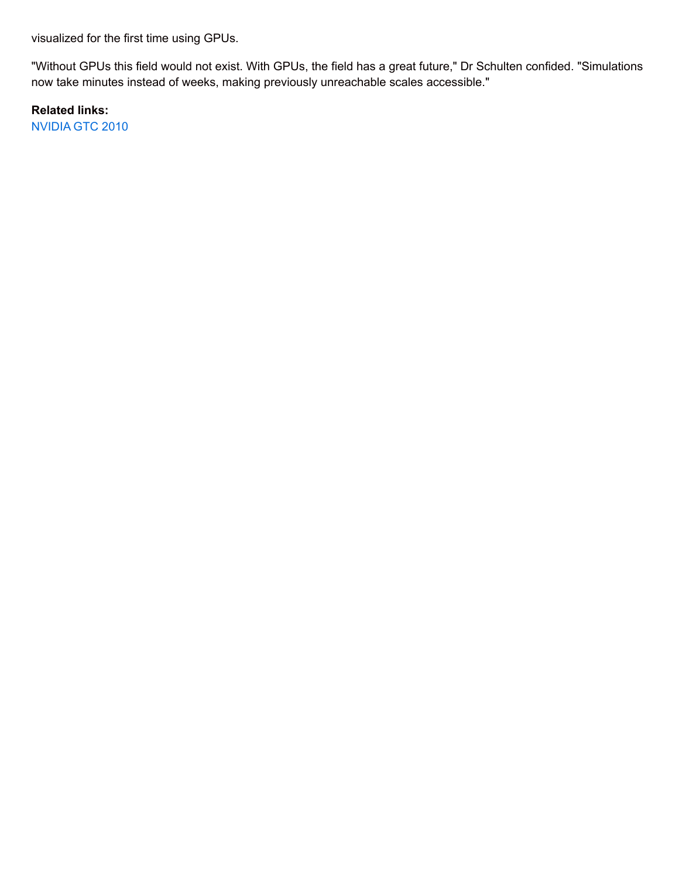visualized for the first time using GPUs.

"Without GPUs this field would not exist. With GPUs, the field has a great future," Dr Schulten confided. "Simulations now take minutes instead of weeks, making previously unreachable scales accessible."

**Related links:**
NVIDIA GTC 2010